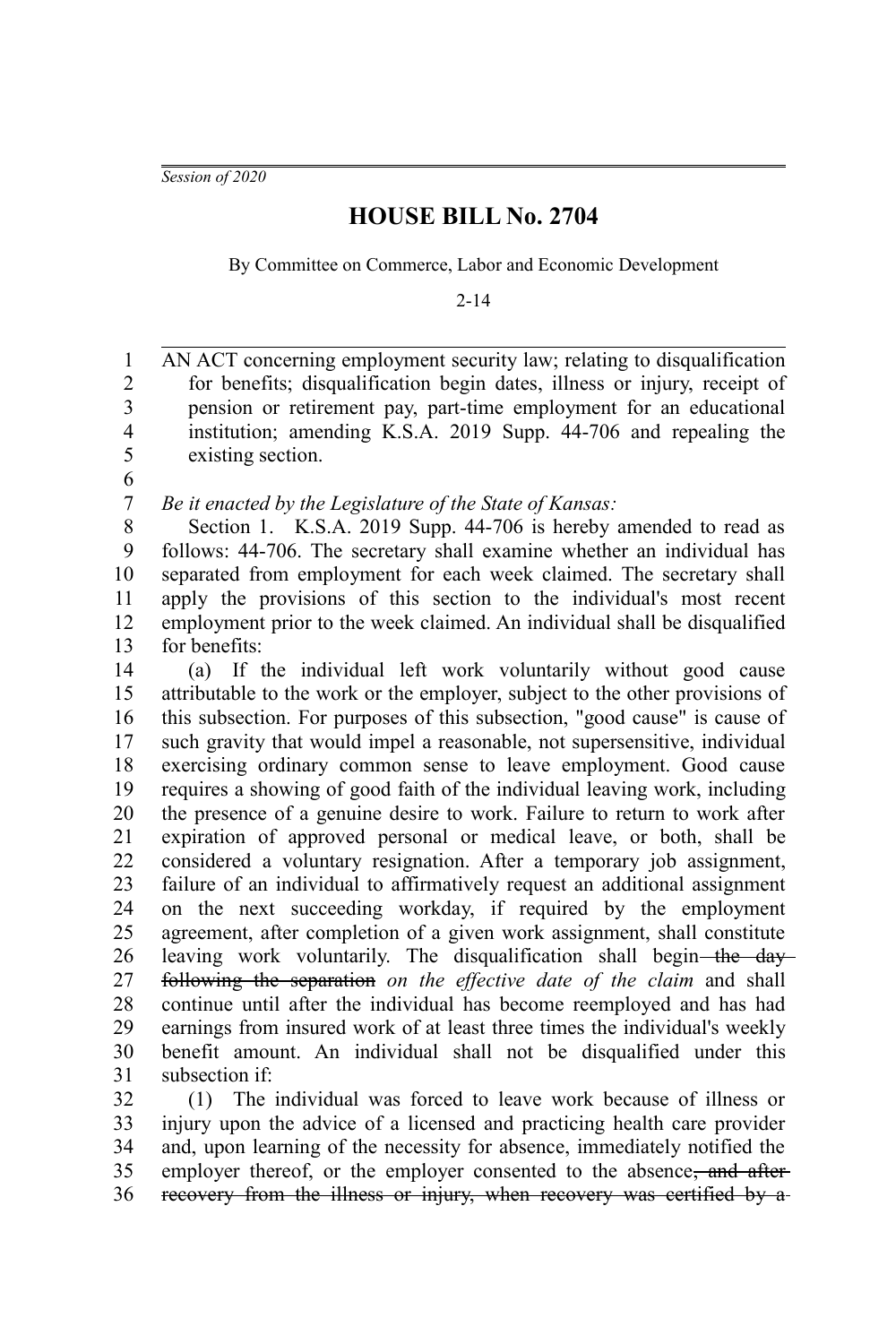*Session of 2020*

# HOUSE BILL No. 2704

By Committee on Commerce, Labor and Economic Development

2-14

AN ACT concerning employment security law; relating to disqualification for benefits; disqualification begin dates, illness or injury, receipt of pension or retirement pay, part-time employment for an educational institution; amending K.S.A. 2019 Supp. 44-706 and repealing the existing section.

*Be it enacted by the Legislature of the State of Kansas:*

Section 1. K.S.A. 2019 Supp. 44-706 is hereby amended to read as follows: 44-706. The secretary shall examine whether an individual has separated from employment for each week claimed. The secretary shall apply the provisions of this section to the individual's most recent employment prior to the week claimed. An individual shall be disqualified for benefits:

(a) If the individual left work voluntarily without good cause attributable to the work or the employer, subject to the other provisions of this subsection. For purposes of this subsection, "good cause" is cause of such gravity that would impel a reasonable, not supersensitive, individual exercising ordinary common sense to leave employment. Good cause requires a showing of good faith of the individual leaving work, including the presence of a genuine desire to work. Failure to return to work after expiration of approved personal or medical leave, or both, shall be considered a voluntary resignation. After a temporary job assignment, failure of an individual to affirmatively request an additional assignment on the next succeeding workday, if required by the employment agreement, after completion of a given work assignment, shall constitute leaving work voluntarily. The disqualification shall begin ~~the day following the separation~~ *on the effective date of the claim* and shall continue until after the individual has become reemployed and has had earnings from insured work of at least three times the individual's weekly benefit amount. An individual shall not be disqualified under this subsection if:

(1) The individual was forced to leave work because of illness or injury upon the advice of a licensed and practicing health care provider and, upon learning of the necessity for absence, immediately notified the employer thereof, or the employer consented to the absence~~, and after recovery from the illness or injury, when recovery was certified by a~~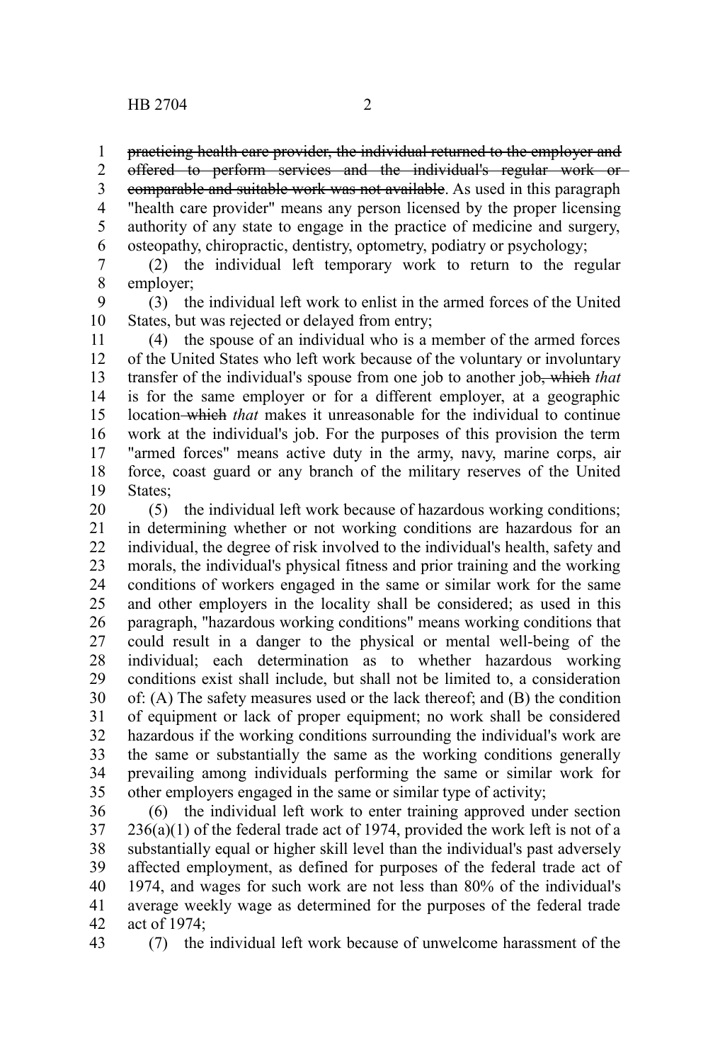~~practicing health care provider, the individual returned to the employer and offered to perform services and the individual's regular work or comparable and suitable work was not available~~. As used in this paragraph "health care provider" means any person licensed by the proper licensing authority of any state to engage in the practice of medicine and surgery, osteopathy, chiropractic, dentistry, optometry, podiatry or psychology;

(2) the individual left temporary work to return to the regular employer;

(3) the individual left work to enlist in the armed forces of the United States, but was rejected or delayed from entry;

(4) the spouse of an individual who is a member of the armed forces of the United States who left work because of the voluntary or involuntary transfer of the individual's spouse from one job to another job~~, which~~ *that* is for the same employer or for a different employer, at a geographic location ~~which~~ *that* makes it unreasonable for the individual to continue work at the individual's job. For the purposes of this provision the term "armed forces" means active duty in the army, navy, marine corps, air force, coast guard or any branch of the military reserves of the United States;

(5) the individual left work because of hazardous working conditions; in determining whether or not working conditions are hazardous for an individual, the degree of risk involved to the individual's health, safety and morals, the individual's physical fitness and prior training and the working conditions of workers engaged in the same or similar work for the same and other employers in the locality shall be considered; as used in this paragraph, "hazardous working conditions" means working conditions that could result in a danger to the physical or mental well-being of the individual; each determination as to whether hazardous working conditions exist shall include, but shall not be limited to, a consideration of: (A) The safety measures used or the lack thereof; and (B) the condition of equipment or lack of proper equipment; no work shall be considered hazardous if the working conditions surrounding the individual's work are the same or substantially the same as the working conditions generally prevailing among individuals performing the same or similar work for other employers engaged in the same or similar type of activity;

(6) the individual left work to enter training approved under section 236(a)(1) of the federal trade act of 1974, provided the work left is not of a substantially equal or higher skill level than the individual's past adversely affected employment, as defined for purposes of the federal trade act of 1974, and wages for such work are not less than 80% of the individual's average weekly wage as determined for the purposes of the federal trade act of 1974;

(7) the individual left work because of unwelcome harassment of the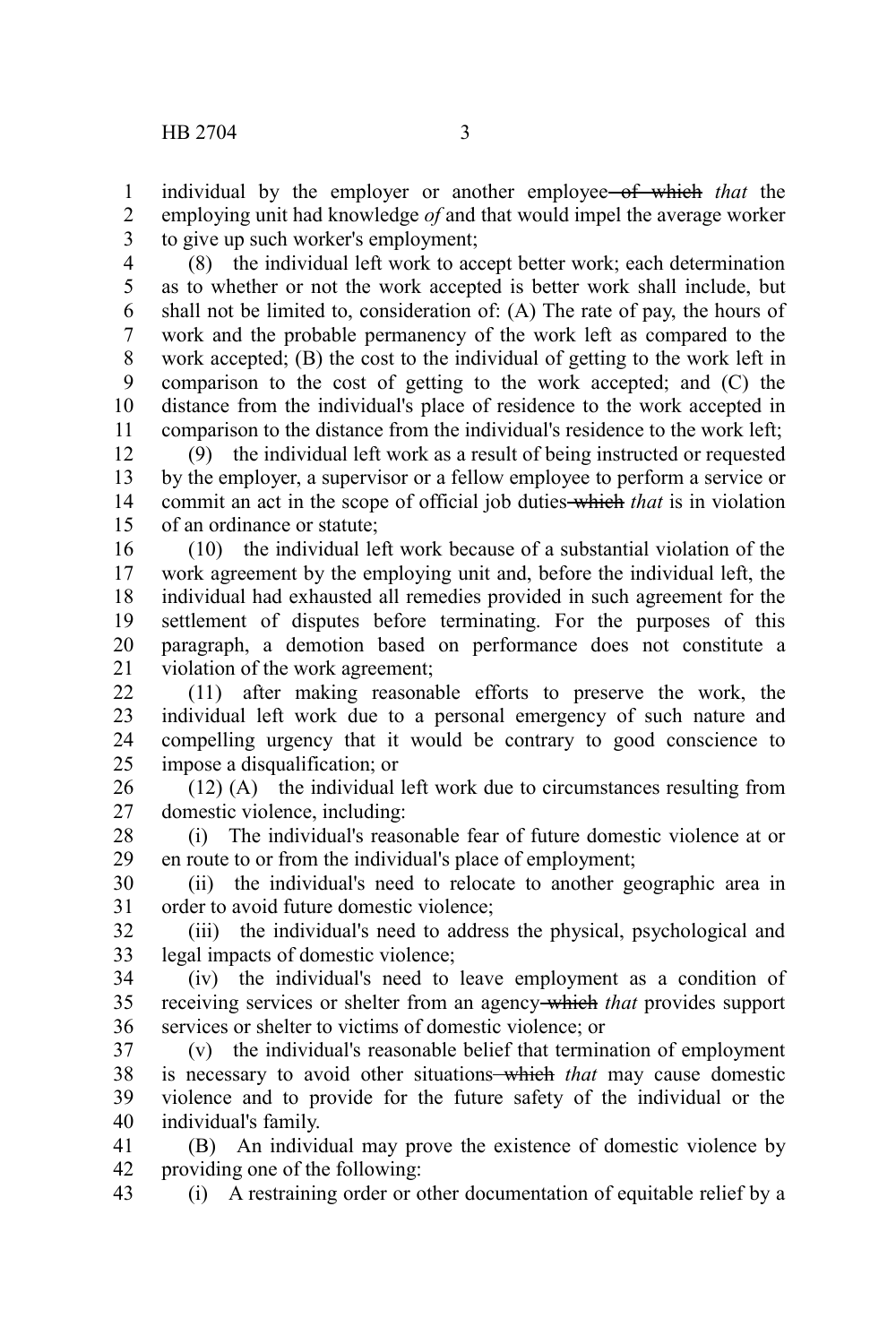individual by the employer or another employee ~~of which~~ *that* the employing unit had knowledge *of* and that would impel the average worker to give up such worker's employment;

(8) the individual left work to accept better work; each determination as to whether or not the work accepted is better work shall include, but shall not be limited to, consideration of: (A) The rate of pay, the hours of work and the probable permanency of the work left as compared to the work accepted; (B) the cost to the individual of getting to the work left in comparison to the cost of getting to the work accepted; and (C) the distance from the individual's place of residence to the work accepted in comparison to the distance from the individual's residence to the work left;

(9) the individual left work as a result of being instructed or requested by the employer, a supervisor or a fellow employee to perform a service or commit an act in the scope of official job duties ~~which~~ *that* is in violation of an ordinance or statute;

(10) the individual left work because of a substantial violation of the work agreement by the employing unit and, before the individual left, the individual had exhausted all remedies provided in such agreement for the settlement of disputes before terminating. For the purposes of this paragraph, a demotion based on performance does not constitute a violation of the work agreement;

(11) after making reasonable efforts to preserve the work, the individual left work due to a personal emergency of such nature and compelling urgency that it would be contrary to good conscience to impose a disqualification; or

(12) (A) the individual left work due to circumstances resulting from domestic violence, including:

(i) The individual's reasonable fear of future domestic violence at or en route to or from the individual's place of employment;

(ii) the individual's need to relocate to another geographic area in order to avoid future domestic violence;

(iii) the individual's need to address the physical, psychological and legal impacts of domestic violence;

(iv) the individual's need to leave employment as a condition of receiving services or shelter from an agency ~~which~~ *that* provides support services or shelter to victims of domestic violence; or

(v) the individual's reasonable belief that termination of employment is necessary to avoid other situations ~~which~~ *that* may cause domestic violence and to provide for the future safety of the individual or the individual's family.

(B) An individual may prove the existence of domestic violence by providing one of the following:

(i) A restraining order or other documentation of equitable relief by a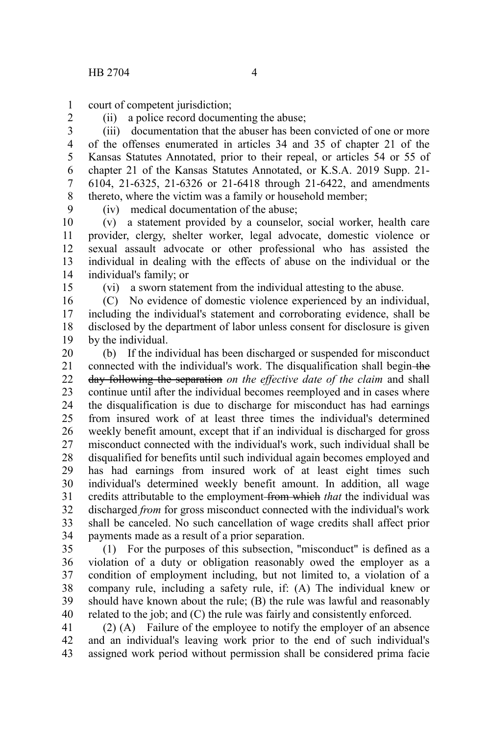court of competent jurisdiction;

(ii) a police record documenting the abuse;

(iii) documentation that the abuser has been convicted of one or more of the offenses enumerated in articles 34 and 35 of chapter 21 of the Kansas Statutes Annotated, prior to their repeal, or articles 54 or 55 of chapter 21 of the Kansas Statutes Annotated, or K.S.A. 2019 Supp. 21-6104, 21-6325, 21-6326 or 21-6418 through 21-6422, and amendments thereto, where the victim was a family or household member;

(iv) medical documentation of the abuse;

(v) a statement provided by a counselor, social worker, health care provider, clergy, shelter worker, legal advocate, domestic violence or sexual assault advocate or other professional who has assisted the individual in dealing with the effects of abuse on the individual or the individual's family; or

(vi) a sworn statement from the individual attesting to the abuse.

(C) No evidence of domestic violence experienced by an individual, including the individual's statement and corroborating evidence, shall be disclosed by the department of labor unless consent for disclosure is given by the individual.

(b) If the individual has been discharged or suspended for misconduct connected with the individual's work. The disqualification shall begin ~~the day following the separation~~ *on the effective date of the claim* and shall continue until after the individual becomes reemployed and in cases where the disqualification is due to discharge for misconduct has had earnings from insured work of at least three times the individual's determined weekly benefit amount, except that if an individual is discharged for gross misconduct connected with the individual's work, such individual shall be disqualified for benefits until such individual again becomes employed and has had earnings from insured work of at least eight times such individual's determined weekly benefit amount. In addition, all wage credits attributable to the employment ~~from which~~ *that* the individual was discharged *from* for gross misconduct connected with the individual's work shall be canceled. No such cancellation of wage credits shall affect prior payments made as a result of a prior separation.

(1) For the purposes of this subsection, "misconduct" is defined as a violation of a duty or obligation reasonably owed the employer as a condition of employment including, but not limited to, a violation of a company rule, including a safety rule, if: (A) The individual knew or should have known about the rule; (B) the rule was lawful and reasonably related to the job; and (C) the rule was fairly and consistently enforced.

(2) (A) Failure of the employee to notify the employer of an absence and an individual's leaving work prior to the end of such individual's assigned work period without permission shall be considered prima facie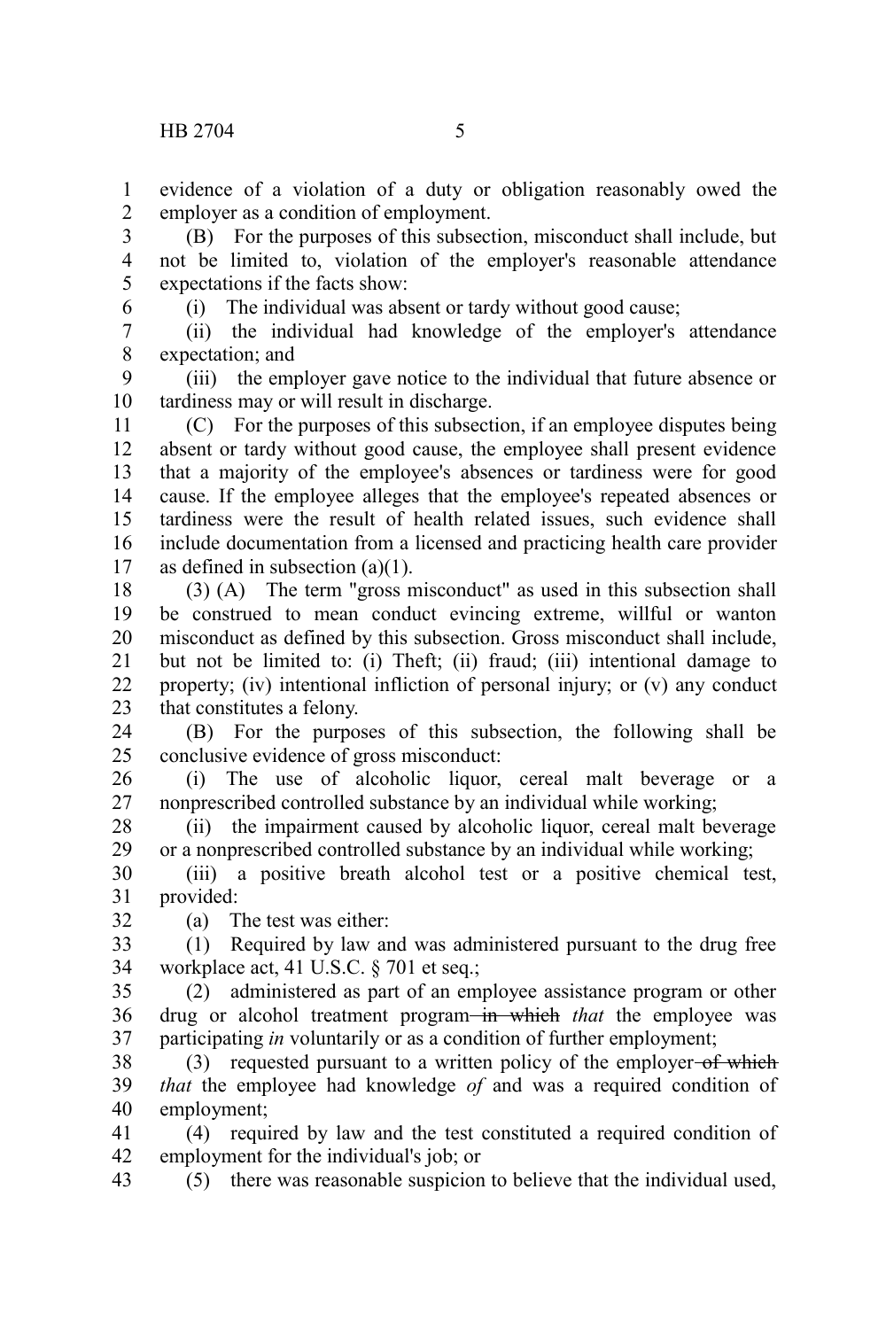evidence of a violation of a duty or obligation reasonably owed the employer as a condition of employment.

(B) For the purposes of this subsection, misconduct shall include, but not be limited to, violation of the employer's reasonable attendance expectations if the facts show:

(i) The individual was absent or tardy without good cause;

(ii) the individual had knowledge of the employer's attendance expectation; and

(iii) the employer gave notice to the individual that future absence or tardiness may or will result in discharge.

(C) For the purposes of this subsection, if an employee disputes being absent or tardy without good cause, the employee shall present evidence that a majority of the employee's absences or tardiness were for good cause. If the employee alleges that the employee's repeated absences or tardiness were the result of health related issues, such evidence shall include documentation from a licensed and practicing health care provider as defined in subsection (a)(1).

(3) (A) The term "gross misconduct" as used in this subsection shall be construed to mean conduct evincing extreme, willful or wanton misconduct as defined by this subsection. Gross misconduct shall include, but not be limited to: (i) Theft; (ii) fraud; (iii) intentional damage to property; (iv) intentional infliction of personal injury; or (v) any conduct that constitutes a felony.

(B) For the purposes of this subsection, the following shall be conclusive evidence of gross misconduct:

(i) The use of alcoholic liquor, cereal malt beverage or a nonprescribed controlled substance by an individual while working;

(ii) the impairment caused by alcoholic liquor, cereal malt beverage or a nonprescribed controlled substance by an individual while working;

(iii) a positive breath alcohol test or a positive chemical test, provided:

(a) The test was either:

(1) Required by law and was administered pursuant to the drug free workplace act, 41 U.S.C. § 701 et seq.;

(2) administered as part of an employee assistance program or other drug or alcohol treatment program ~~in which~~ *that* the employee was participating *in* voluntarily or as a condition of further employment;

(3) requested pursuant to a written policy of the employer ~~of which~~ *that* the employee had knowledge *of* and was a required condition of employment;

(4) required by law and the test constituted a required condition of employment for the individual's job; or

(5) there was reasonable suspicion to believe that the individual used,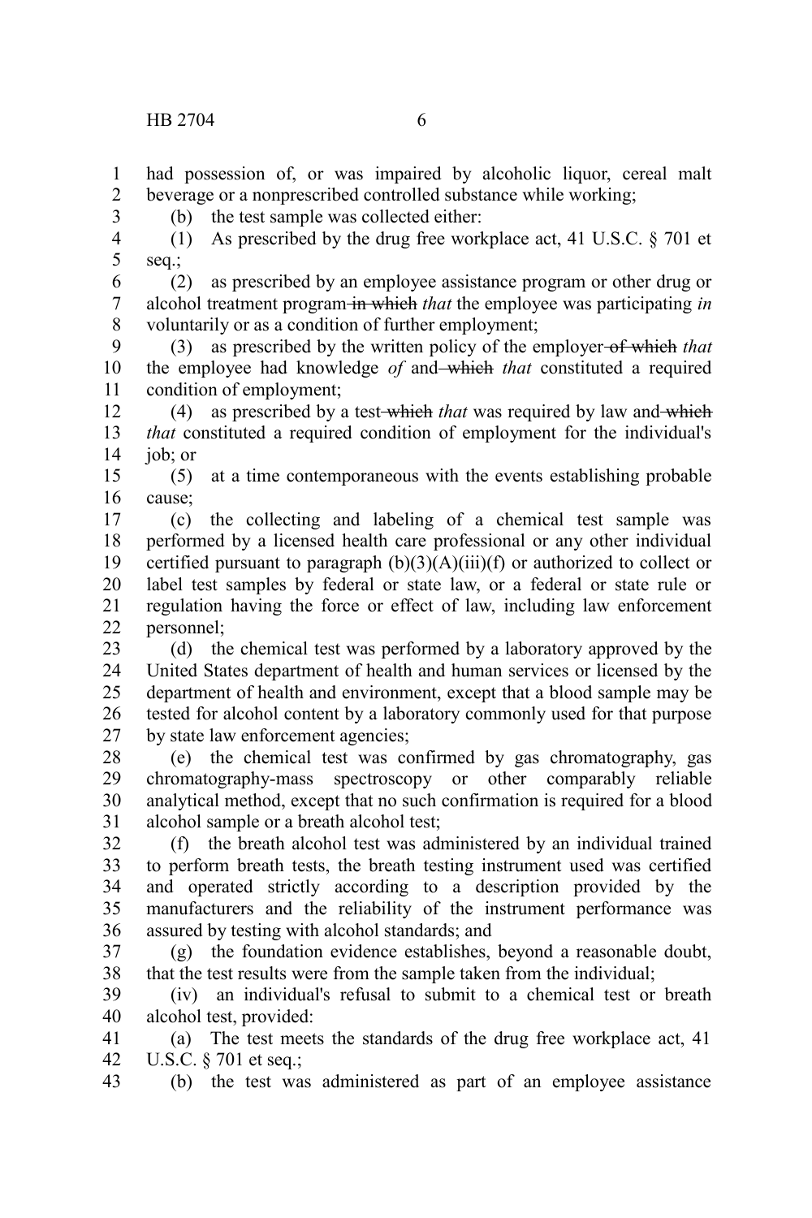had possession of, or was impaired by alcoholic liquor, cereal malt beverage or a nonprescribed controlled substance while working;

(b) the test sample was collected either:

(1) As prescribed by the drug free workplace act, 41 U.S.C. § 701 et seq.;

(2) as prescribed by an employee assistance program or other drug or alcohol treatment program ~~in which~~ *that* the employee was participating *in* voluntarily or as a condition of further employment;

(3) as prescribed by the written policy of the employer ~~of which~~ *that* the employee had knowledge *of* and ~~which~~ *that* constituted a required condition of employment;

(4) as prescribed by a test ~~which~~ *that* was required by law and ~~which~~ *that* constituted a required condition of employment for the individual's job; or

(5) at a time contemporaneous with the events establishing probable cause;

(c) the collecting and labeling of a chemical test sample was performed by a licensed health care professional or any other individual certified pursuant to paragraph (b)(3)(A)(iii)(f) or authorized to collect or label test samples by federal or state law, or a federal or state rule or regulation having the force or effect of law, including law enforcement personnel;

(d) the chemical test was performed by a laboratory approved by the United States department of health and human services or licensed by the department of health and environment, except that a blood sample may be tested for alcohol content by a laboratory commonly used for that purpose by state law enforcement agencies;

(e) the chemical test was confirmed by gas chromatography, gas chromatography-mass spectroscopy or other comparably reliable analytical method, except that no such confirmation is required for a blood alcohol sample or a breath alcohol test;

(f) the breath alcohol test was administered by an individual trained to perform breath tests, the breath testing instrument used was certified and operated strictly according to a description provided by the manufacturers and the reliability of the instrument performance was assured by testing with alcohol standards; and

(g) the foundation evidence establishes, beyond a reasonable doubt, that the test results were from the sample taken from the individual;

(iv) an individual's refusal to submit to a chemical test or breath alcohol test, provided:

(a) The test meets the standards of the drug free workplace act, 41 U.S.C. § 701 et seq.;

(b) the test was administered as part of an employee assistance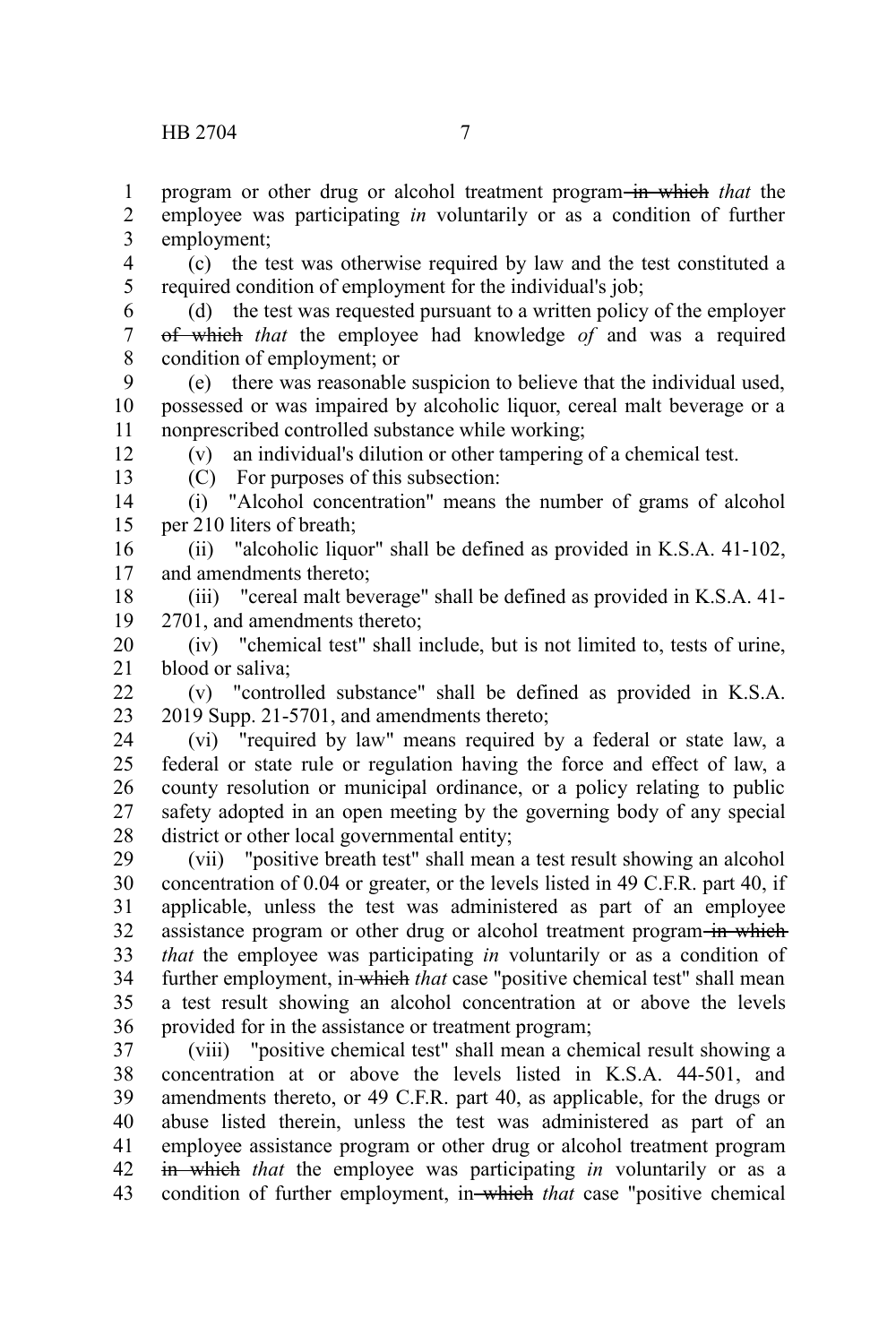program or other drug or alcohol treatment program ~~in which~~ *that* the employee was participating *in* voluntarily or as a condition of further employment;

(c) the test was otherwise required by law and the test constituted a required condition of employment for the individual's job;

(d) the test was requested pursuant to a written policy of the employer ~~of which~~ *that* the employee had knowledge *of* and was a required condition of employment; or

(e) there was reasonable suspicion to believe that the individual used, possessed or was impaired by alcoholic liquor, cereal malt beverage or a nonprescribed controlled substance while working;

(v) an individual's dilution or other tampering of a chemical test.

(C) For purposes of this subsection:

(i) "Alcohol concentration" means the number of grams of alcohol per 210 liters of breath;

(ii) "alcoholic liquor" shall be defined as provided in K.S.A. 41-102, and amendments thereto;

(iii) "cereal malt beverage" shall be defined as provided in K.S.A. 41-2701, and amendments thereto;

(iv) "chemical test" shall include, but is not limited to, tests of urine, blood or saliva;

(v) "controlled substance" shall be defined as provided in K.S.A. 2019 Supp. 21-5701, and amendments thereto;

(vi) "required by law" means required by a federal or state law, a federal or state rule or regulation having the force and effect of law, a county resolution or municipal ordinance, or a policy relating to public safety adopted in an open meeting by the governing body of any special district or other local governmental entity;

(vii) "positive breath test" shall mean a test result showing an alcohol concentration of 0.04 or greater, or the levels listed in 49 C.F.R. part 40, if applicable, unless the test was administered as part of an employee assistance program or other drug or alcohol treatment program ~~in which~~ *that* the employee was participating *in* voluntarily or as a condition of further employment, in ~~which~~ *that* case "positive chemical test" shall mean a test result showing an alcohol concentration at or above the levels provided for in the assistance or treatment program;

(viii) "positive chemical test" shall mean a chemical result showing a concentration at or above the levels listed in K.S.A. 44-501, and amendments thereto, or 49 C.F.R. part 40, as applicable, for the drugs or abuse listed therein, unless the test was administered as part of an employee assistance program or other drug or alcohol treatment program ~~in which~~ *that* the employee was participating *in* voluntarily or as a condition of further employment, in ~~which~~ *that* case "positive chemical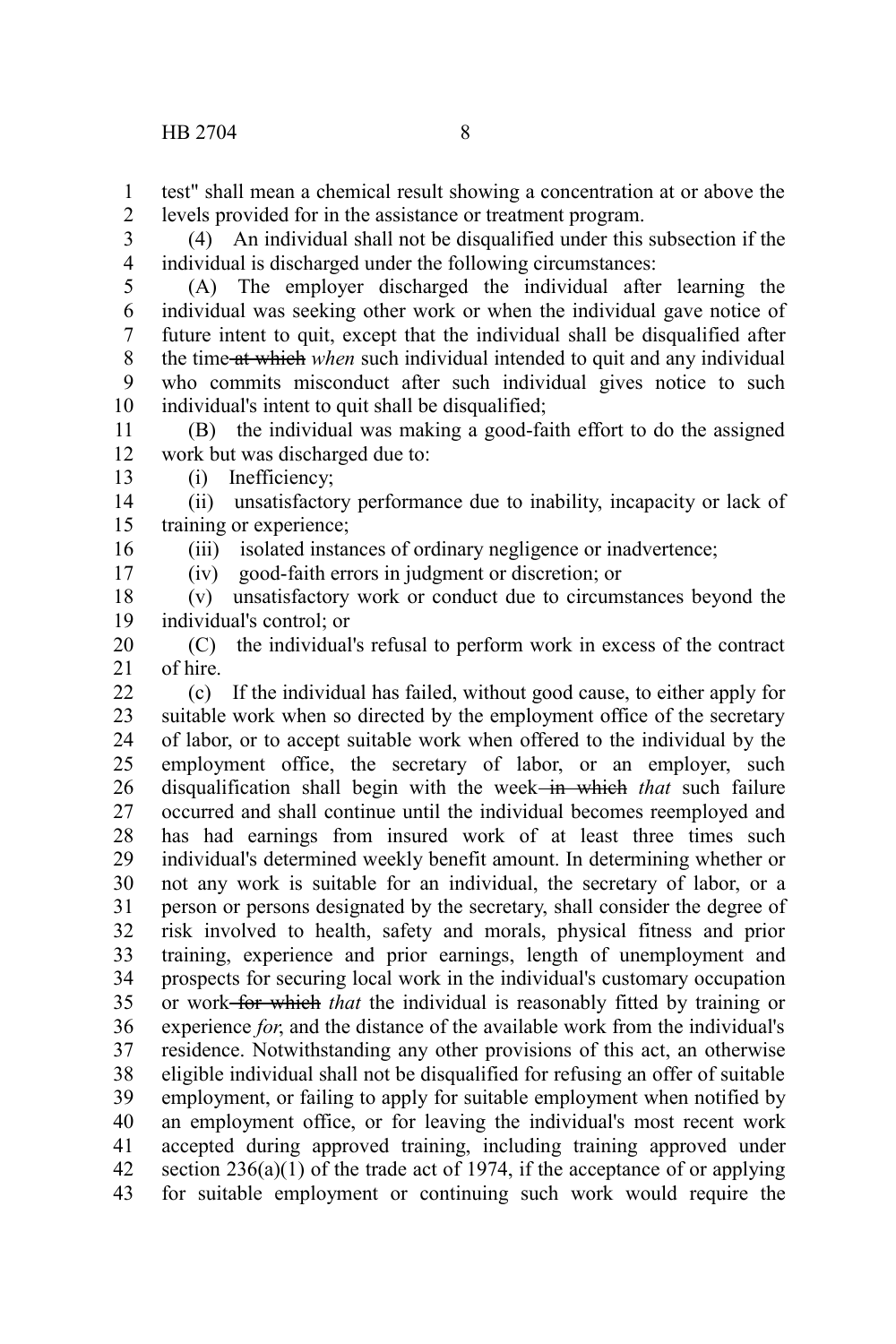test" shall mean a chemical result showing a concentration at or above the levels provided for in the assistance or treatment program.

(4) An individual shall not be disqualified under this subsection if the individual is discharged under the following circumstances:

(A) The employer discharged the individual after learning the individual was seeking other work or when the individual gave notice of future intent to quit, except that the individual shall be disqualified after the time ~~at which~~ *when* such individual intended to quit and any individual who commits misconduct after such individual gives notice to such individual's intent to quit shall be disqualified;

(B) the individual was making a good-faith effort to do the assigned work but was discharged due to:

(i) Inefficiency;

(ii) unsatisfactory performance due to inability, incapacity or lack of training or experience;

(iii) isolated instances of ordinary negligence or inadvertence;

(iv) good-faith errors in judgment or discretion; or

(v) unsatisfactory work or conduct due to circumstances beyond the individual's control; or

(C) the individual's refusal to perform work in excess of the contract of hire.

(c) If the individual has failed, without good cause, to either apply for suitable work when so directed by the employment office of the secretary of labor, or to accept suitable work when offered to the individual by the employment office, the secretary of labor, or an employer, such disqualification shall begin with the week ~~in which~~ *that* such failure occurred and shall continue until the individual becomes reemployed and has had earnings from insured work of at least three times such individual's determined weekly benefit amount. In determining whether or not any work is suitable for an individual, the secretary of labor, or a person or persons designated by the secretary, shall consider the degree of risk involved to health, safety and morals, physical fitness and prior training, experience and prior earnings, length of unemployment and prospects for securing local work in the individual's customary occupation or work ~~for which~~ *that* the individual is reasonably fitted by training or experience *for*, and the distance of the available work from the individual's residence. Notwithstanding any other provisions of this act, an otherwise eligible individual shall not be disqualified for refusing an offer of suitable employment, or failing to apply for suitable employment when notified by an employment office, or for leaving the individual's most recent work accepted during approved training, including training approved under section 236(a)(1) of the trade act of 1974, if the acceptance of or applying for suitable employment or continuing such work would require the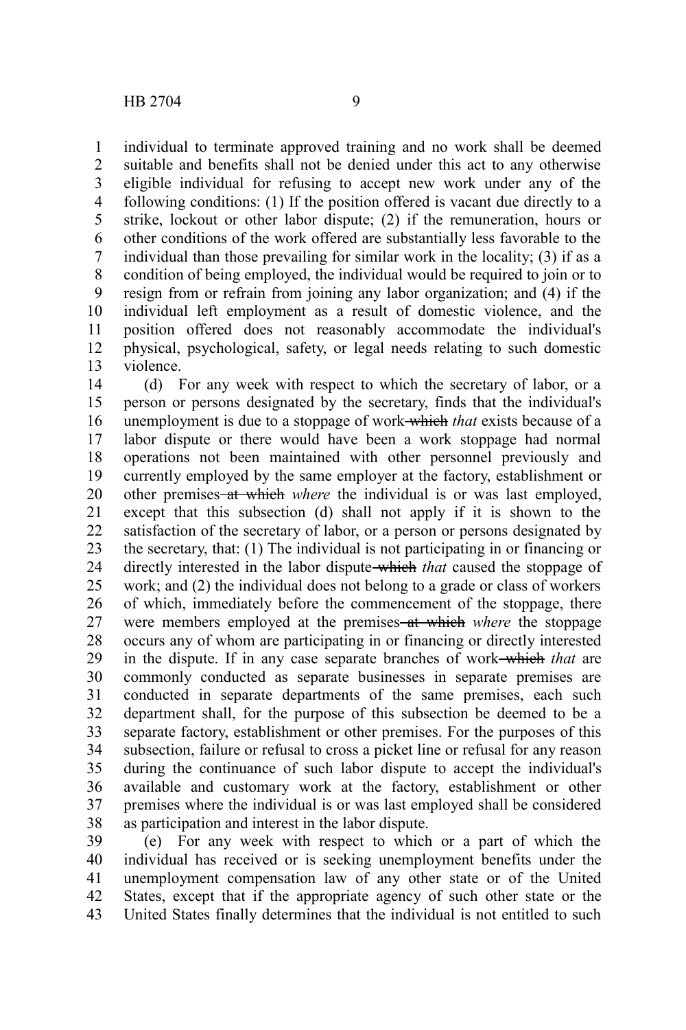individual to terminate approved training and no work shall be deemed suitable and benefits shall not be denied under this act to any otherwise eligible individual for refusing to accept new work under any of the following conditions: (1) If the position offered is vacant due directly to a strike, lockout or other labor dispute; (2) if the remuneration, hours or other conditions of the work offered are substantially less favorable to the individual than those prevailing for similar work in the locality; (3) if as a condition of being employed, the individual would be required to join or to resign from or refrain from joining any labor organization; and (4) if the individual left employment as a result of domestic violence, and the position offered does not reasonably accommodate the individual's physical, psychological, safety, or legal needs relating to such domestic violence.

(d) For any week with respect to which the secretary of labor, or a person or persons designated by the secretary, finds that the individual's unemployment is due to a stoppage of work ~~which~~ *that* exists because of a labor dispute or there would have been a work stoppage had normal operations not been maintained with other personnel previously and currently employed by the same employer at the factory, establishment or other premises ~~at which~~ *where* the individual is or was last employed, except that this subsection (d) shall not apply if it is shown to the satisfaction of the secretary of labor, or a person or persons designated by the secretary, that: (1) The individual is not participating in or financing or directly interested in the labor dispute ~~which~~ *that* caused the stoppage of work; and (2) the individual does not belong to a grade or class of workers of which, immediately before the commencement of the stoppage, there were members employed at the premises ~~at which~~ *where* the stoppage occurs any of whom are participating in or financing or directly interested in the dispute. If in any case separate branches of work ~~which~~ *that* are commonly conducted as separate businesses in separate premises are conducted in separate departments of the same premises, each such department shall, for the purpose of this subsection be deemed to be a separate factory, establishment or other premises. For the purposes of this subsection, failure or refusal to cross a picket line or refusal for any reason during the continuance of such labor dispute to accept the individual's available and customary work at the factory, establishment or other premises where the individual is or was last employed shall be considered as participation and interest in the labor dispute.

(e) For any week with respect to which or a part of which the individual has received or is seeking unemployment benefits under the unemployment compensation law of any other state or of the United States, except that if the appropriate agency of such other state or the United States finally determines that the individual is not entitled to such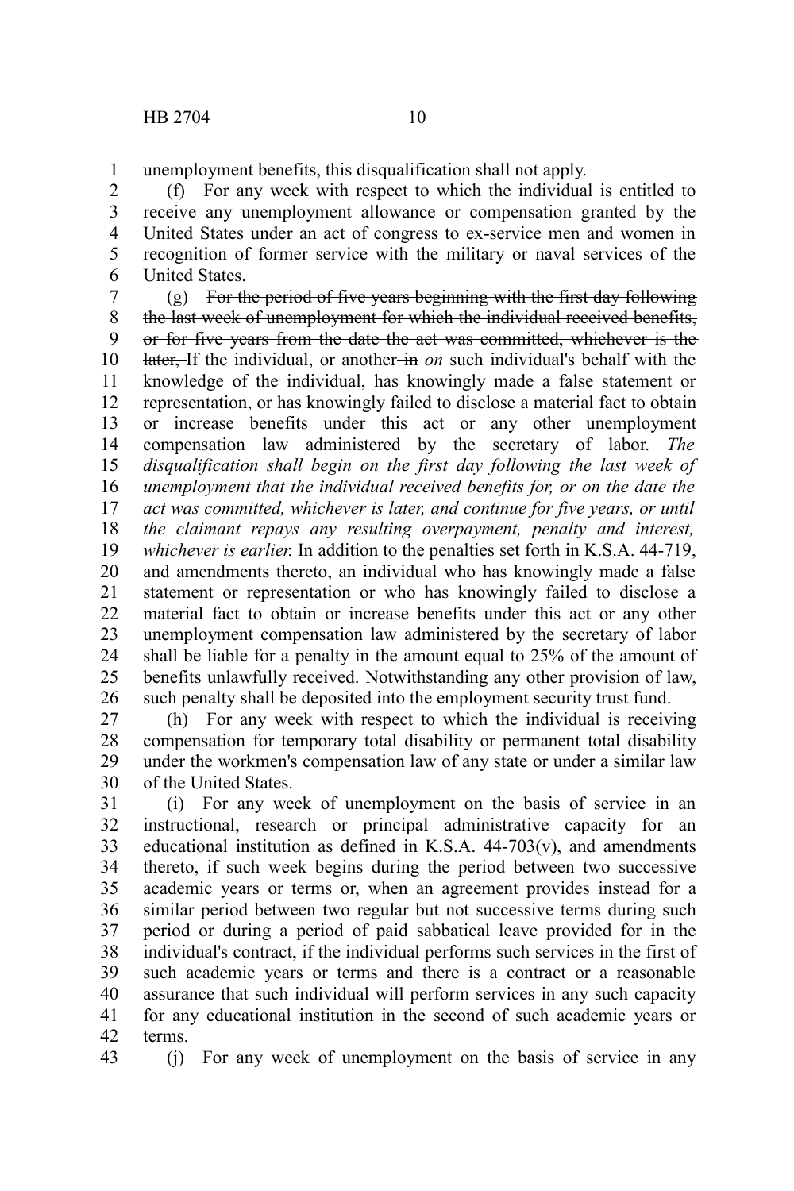unemployment benefits, this disqualification shall not apply.

(f) For any week with respect to which the individual is entitled to receive any unemployment allowance or compensation granted by the United States under an act of congress to ex-service men and women in recognition of former service with the military or naval services of the United States.

(g) ~~For the period of five years beginning with the first day following the last week of unemployment for which the individual received benefits, or for five years from the date the act was committed, whichever is the later,~~ If the individual, or another ~~in~~ *on* such individual's behalf with the knowledge of the individual, has knowingly made a false statement or representation, or has knowingly failed to disclose a material fact to obtain or increase benefits under this act or any other unemployment compensation law administered by the secretary of labor. *The disqualification shall begin on the first day following the last week of unemployment that the individual received benefits for, or on the date the act was committed, whichever is later, and continue for five years, or until the claimant repays any resulting overpayment, penalty and interest, whichever is earlier.* In addition to the penalties set forth in K.S.A. 44-719, and amendments thereto, an individual who has knowingly made a false statement or representation or who has knowingly failed to disclose a material fact to obtain or increase benefits under this act or any other unemployment compensation law administered by the secretary of labor shall be liable for a penalty in the amount equal to 25% of the amount of benefits unlawfully received. Notwithstanding any other provision of law, such penalty shall be deposited into the employment security trust fund.

(h) For any week with respect to which the individual is receiving compensation for temporary total disability or permanent total disability under the workmen's compensation law of any state or under a similar law of the United States.

(i) For any week of unemployment on the basis of service in an instructional, research or principal administrative capacity for an educational institution as defined in K.S.A. 44-703(v), and amendments thereto, if such week begins during the period between two successive academic years or terms or, when an agreement provides instead for a similar period between two regular but not successive terms during such period or during a period of paid sabbatical leave provided for in the individual's contract, if the individual performs such services in the first of such academic years or terms and there is a contract or a reasonable assurance that such individual will perform services in any such capacity for any educational institution in the second of such academic years or terms.

(j) For any week of unemployment on the basis of service in any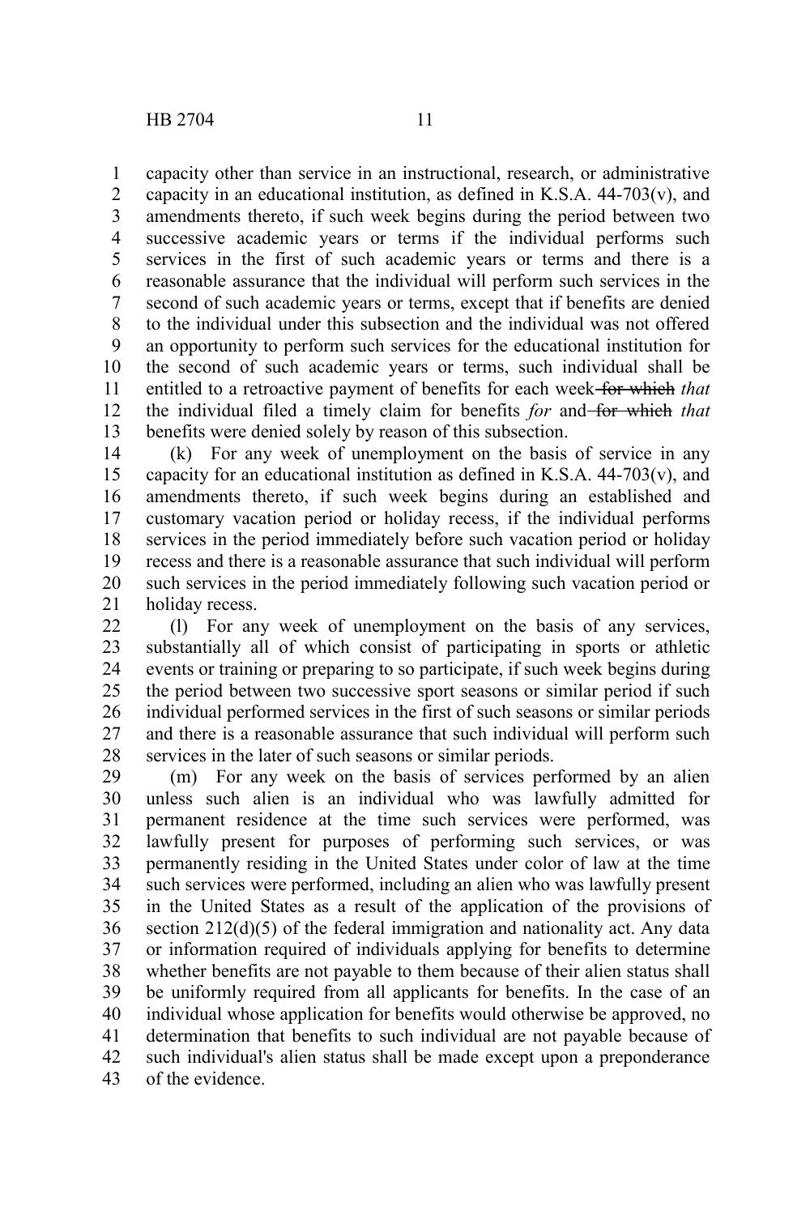capacity other than service in an instructional, research, or administrative capacity in an educational institution, as defined in K.S.A. 44-703(v), and amendments thereto, if such week begins during the period between two successive academic years or terms if the individual performs such services in the first of such academic years or terms and there is a reasonable assurance that the individual will perform such services in the second of such academic years or terms, except that if benefits are denied to the individual under this subsection and the individual was not offered an opportunity to perform such services for the educational institution for the second of such academic years or terms, such individual shall be entitled to a retroactive payment of benefits for each week ~~for which~~ *that* the individual filed a timely claim for benefits *for* and ~~for which~~ *that* benefits were denied solely by reason of this subsection.

(k) For any week of unemployment on the basis of service in any capacity for an educational institution as defined in K.S.A. 44-703(v), and amendments thereto, if such week begins during an established and customary vacation period or holiday recess, if the individual performs services in the period immediately before such vacation period or holiday recess and there is a reasonable assurance that such individual will perform such services in the period immediately following such vacation period or holiday recess.

(l) For any week of unemployment on the basis of any services, substantially all of which consist of participating in sports or athletic events or training or preparing to so participate, if such week begins during the period between two successive sport seasons or similar period if such individual performed services in the first of such seasons or similar periods and there is a reasonable assurance that such individual will perform such services in the later of such seasons or similar periods.

(m) For any week on the basis of services performed by an alien unless such alien is an individual who was lawfully admitted for permanent residence at the time such services were performed, was lawfully present for purposes of performing such services, or was permanently residing in the United States under color of law at the time such services were performed, including an alien who was lawfully present in the United States as a result of the application of the provisions of section 212(d)(5) of the federal immigration and nationality act. Any data or information required of individuals applying for benefits to determine whether benefits are not payable to them because of their alien status shall be uniformly required from all applicants for benefits. In the case of an individual whose application for benefits would otherwise be approved, no determination that benefits to such individual are not payable because of such individual's alien status shall be made except upon a preponderance of the evidence.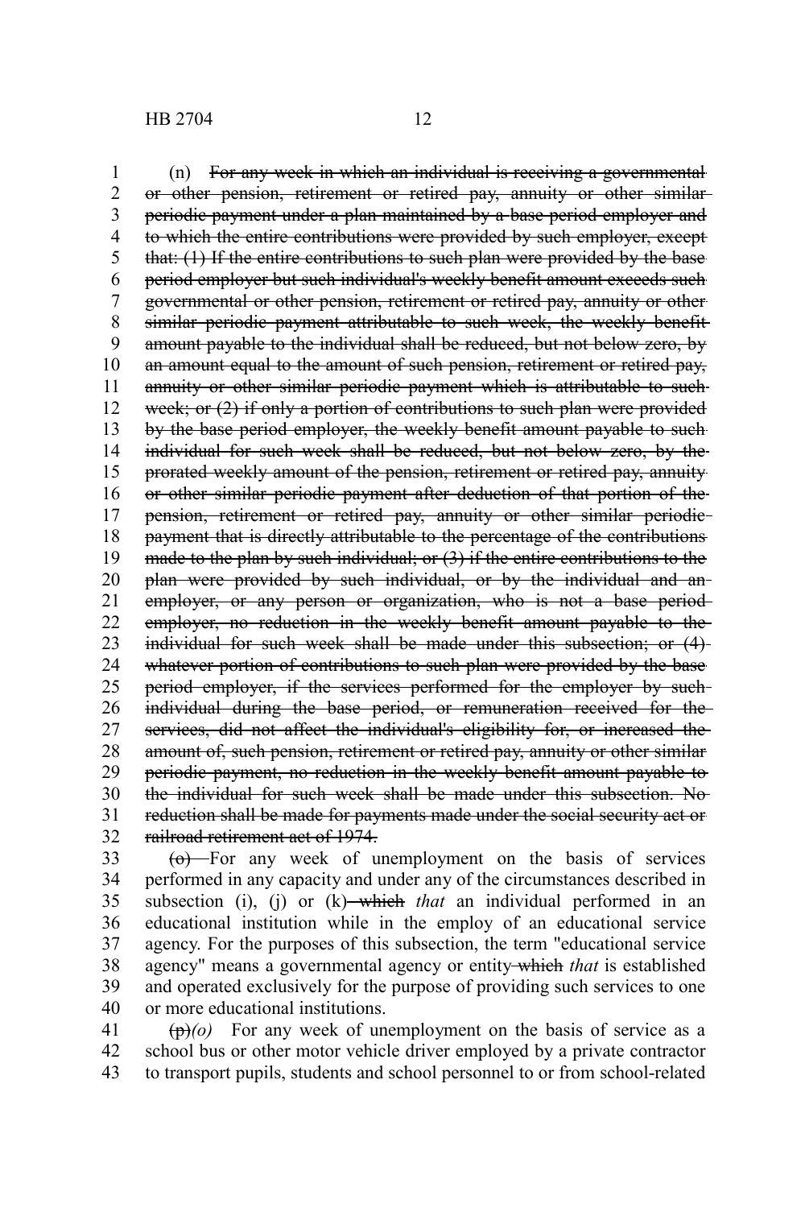(n) ~~For any week in which an individual is receiving a governmental or other pension, retirement or retired pay, annuity or other similar periodic payment under a plan maintained by a base period employer and to which the entire contributions were provided by such employer, except that: (1) If the entire contributions to such plan were provided by the base period employer but such individual's weekly benefit amount exceeds such governmental or other pension, retirement or retired pay, annuity or other similar periodic payment attributable to such week, the weekly benefit amount payable to the individual shall be reduced, but not below zero, by an amount equal to the amount of such pension, retirement or retired pay, annuity or other similar periodic payment which is attributable to such week; or (2) if only a portion of contributions to such plan were provided by the base period employer, the weekly benefit amount payable to such individual for such week shall be reduced, but not below zero, by the prorated weekly amount of the pension, retirement or retired pay, annuity or other similar periodic payment after deduction of that portion of the pension, retirement or retired pay, annuity or other similar periodic payment that is directly attributable to the percentage of the contributions made to the plan by such individual; or (3) if the entire contributions to the plan were provided by such individual, or by the individual and an employer, or any person or organization, who is not a base period employer, no reduction in the weekly benefit amount payable to the individual for such week shall be made under this subsection; or (4) whatever portion of contributions to such plan were provided by the base period employer, if the services performed for the employer by such individual during the base period, or remuneration received for the services, did not affect the individual's eligibility for, or increased the amount of, such pension, retirement or retired pay, annuity or other similar periodic payment, no reduction in the weekly benefit amount payable to the individual for such week shall be made under this subsection. No reduction shall be made for payments made under the social security act or railroad retirement act of 1974.~~

~~(o)~~ For any week of unemployment on the basis of services performed in any capacity and under any of the circumstances described in subsection (i), (j) or (k) ~~which~~ *that* an individual performed in an educational institution while in the employ of an educational service agency. For the purposes of this subsection, the term "educational service agency" means a governmental agency or entity ~~which~~ *that* is established and operated exclusively for the purpose of providing such services to one or more educational institutions.

~~(p)~~*(o)* For any week of unemployment on the basis of service as a school bus or other motor vehicle driver employed by a private contractor to transport pupils, students and school personnel to or from school-related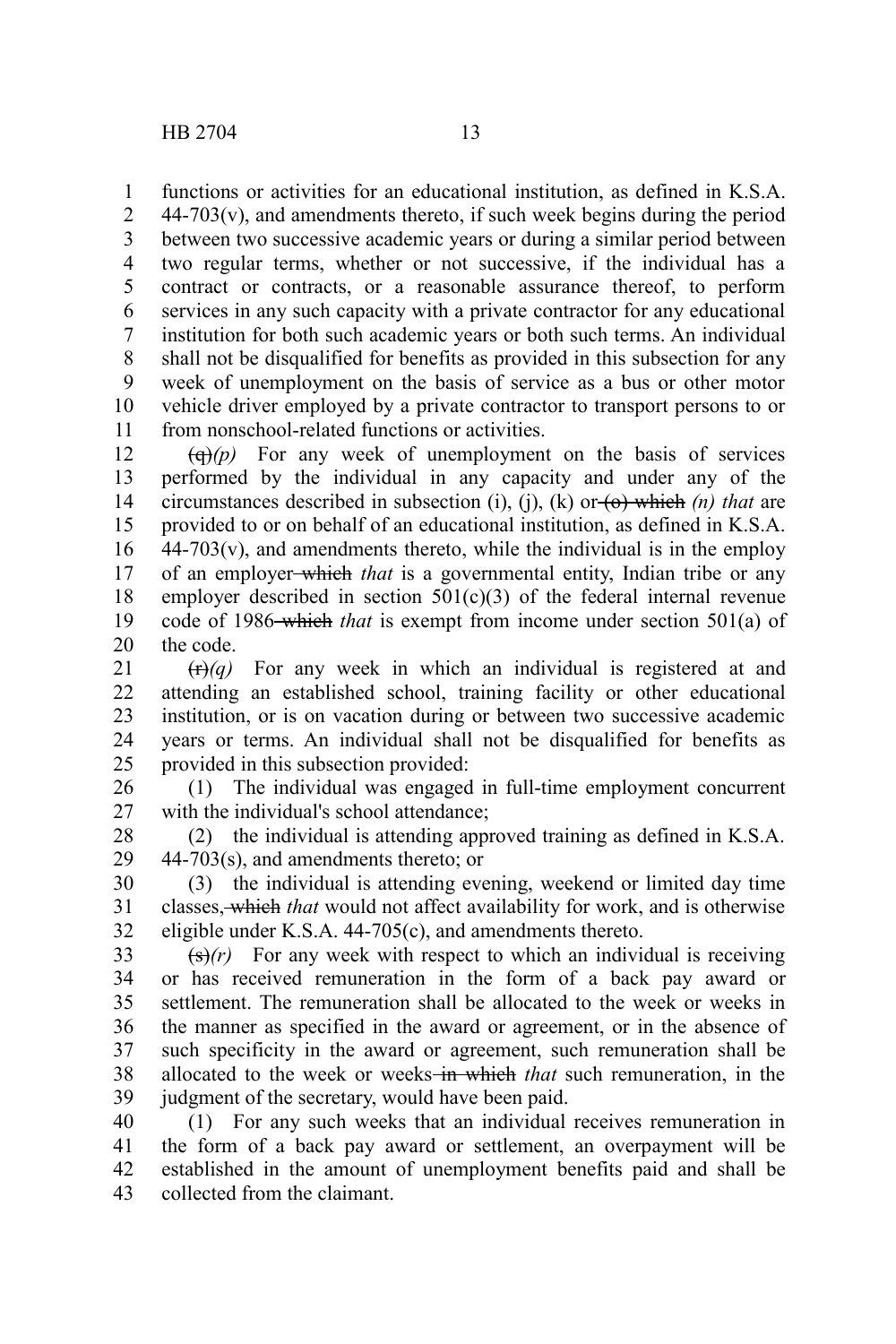functions or activities for an educational institution, as defined in K.S.A. 44-703(v), and amendments thereto, if such week begins during the period between two successive academic years or during a similar period between two regular terms, whether or not successive, if the individual has a contract or contracts, or a reasonable assurance thereof, to perform services in any such capacity with a private contractor for any educational institution for both such academic years or both such terms. An individual shall not be disqualified for benefits as provided in this subsection for any week of unemployment on the basis of service as a bus or other motor vehicle driver employed by a private contractor to transport persons to or from nonschool-related functions or activities.

~~(q)~~*(p)* For any week of unemployment on the basis of services performed by the individual in any capacity and under any of the circumstances described in subsection (i), (j), (k) or ~~(o) which~~ *(n) that* are provided to or on behalf of an educational institution, as defined in K.S.A. 44-703(v), and amendments thereto, while the individual is in the employ of an employer ~~which~~ *that* is a governmental entity, Indian tribe or any employer described in section 501(c)(3) of the federal internal revenue code of 1986 ~~which~~ *that* is exempt from income under section 501(a) of the code.

~~(r)~~*(q)* For any week in which an individual is registered at and attending an established school, training facility or other educational institution, or is on vacation during or between two successive academic years or terms. An individual shall not be disqualified for benefits as provided in this subsection provided:

(1) The individual was engaged in full-time employment concurrent with the individual's school attendance;

(2) the individual is attending approved training as defined in K.S.A. 44-703(s), and amendments thereto; or

(3) the individual is attending evening, weekend or limited day time classes, ~~which~~ *that* would not affect availability for work, and is otherwise eligible under K.S.A. 44-705(c), and amendments thereto.

~~(s)~~*(r)* For any week with respect to which an individual is receiving or has received remuneration in the form of a back pay award or settlement. The remuneration shall be allocated to the week or weeks in the manner as specified in the award or agreement, or in the absence of such specificity in the award or agreement, such remuneration shall be allocated to the week or weeks ~~in which~~ *that* such remuneration, in the judgment of the secretary, would have been paid.

(1) For any such weeks that an individual receives remuneration in the form of a back pay award or settlement, an overpayment will be established in the amount of unemployment benefits paid and shall be collected from the claimant.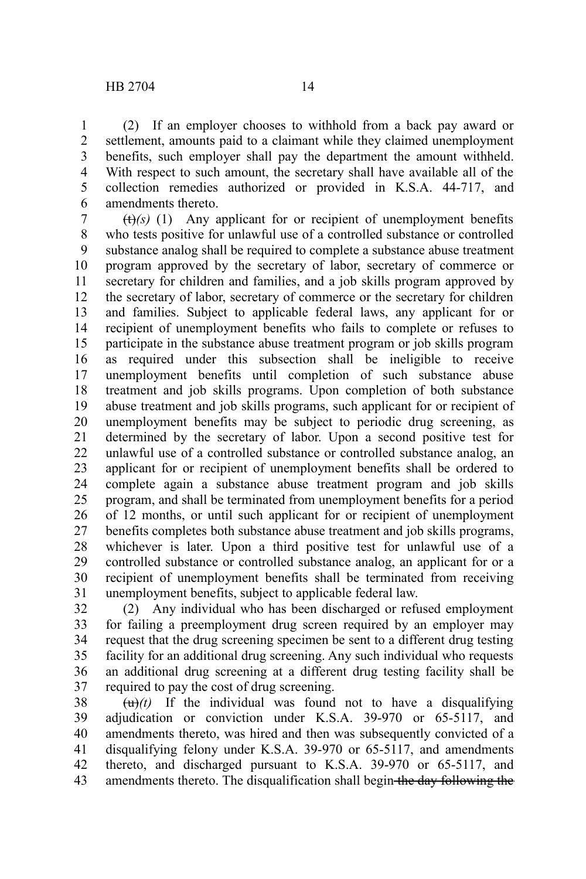(2) If an employer chooses to withhold from a back pay award or settlement, amounts paid to a claimant while they claimed unemployment benefits, such employer shall pay the department the amount withheld. With respect to such amount, the secretary shall have available all of the collection remedies authorized or provided in K.S.A. 44-717, and amendments thereto.

~~(t)~~*(s)* (1) Any applicant for or recipient of unemployment benefits who tests positive for unlawful use of a controlled substance or controlled substance analog shall be required to complete a substance abuse treatment program approved by the secretary of labor, secretary of commerce or secretary for children and families, and a job skills program approved by the secretary of labor, secretary of commerce or the secretary for children and families. Subject to applicable federal laws, any applicant for or recipient of unemployment benefits who fails to complete or refuses to participate in the substance abuse treatment program or job skills program as required under this subsection shall be ineligible to receive unemployment benefits until completion of such substance abuse treatment and job skills programs. Upon completion of both substance abuse treatment and job skills programs, such applicant for or recipient of unemployment benefits may be subject to periodic drug screening, as determined by the secretary of labor. Upon a second positive test for unlawful use of a controlled substance or controlled substance analog, an applicant for or recipient of unemployment benefits shall be ordered to complete again a substance abuse treatment program and job skills program, and shall be terminated from unemployment benefits for a period of 12 months, or until such applicant for or recipient of unemployment benefits completes both substance abuse treatment and job skills programs, whichever is later. Upon a third positive test for unlawful use of a controlled substance or controlled substance analog, an applicant for or a recipient of unemployment benefits shall be terminated from receiving unemployment benefits, subject to applicable federal law.

(2) Any individual who has been discharged or refused employment for failing a preemployment drug screen required by an employer may request that the drug screening specimen be sent to a different drug testing facility for an additional drug screening. Any such individual who requests an additional drug screening at a different drug testing facility shall be required to pay the cost of drug screening.

~~(u)~~*(t)* If the individual was found not to have a disqualifying adjudication or conviction under K.S.A. 39-970 or 65-5117, and amendments thereto, was hired and then was subsequently convicted of a disqualifying felony under K.S.A. 39-970 or 65-5117, and amendments thereto, and discharged pursuant to K.S.A. 39-970 or 65-5117, and amendments thereto. The disqualification shall begin ~~the day following the~~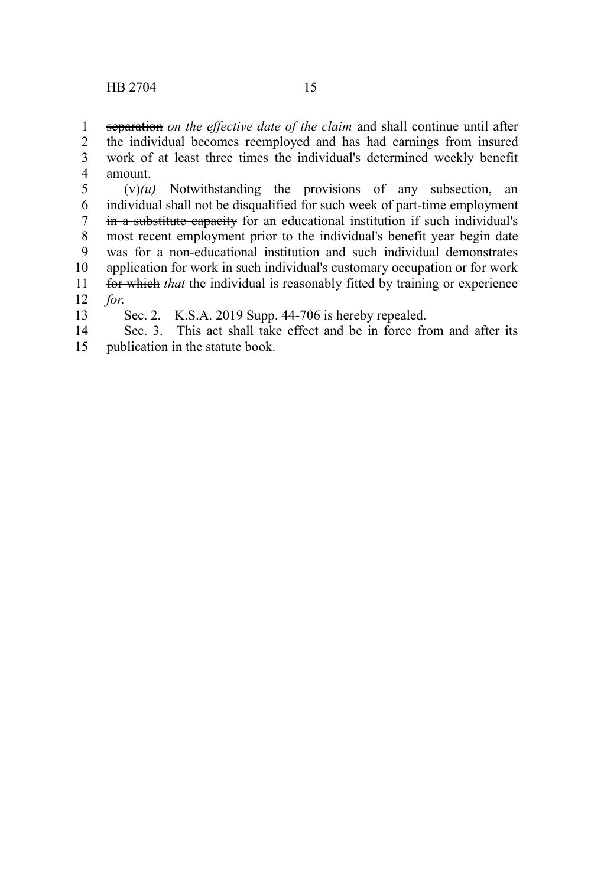~~separation~~ *on the effective date of the claim* and shall continue until after the individual becomes reemployed and has had earnings from insured work of at least three times the individual's determined weekly benefit amount.

~~(v)~~*(u)* Notwithstanding the provisions of any subsection, an individual shall not be disqualified for such week of part-time employment ~~in a substitute capacity~~ for an educational institution if such individual's most recent employment prior to the individual's benefit year begin date was for a non-educational institution and such individual demonstrates application for work in such individual's customary occupation or for work ~~for which~~ *that* the individual is reasonably fitted by training or experience *for*.

Sec. 2. K.S.A. 2019 Supp. 44-706 is hereby repealed.

Sec. 3. This act shall take effect and be in force from and after its publication in the statute book.